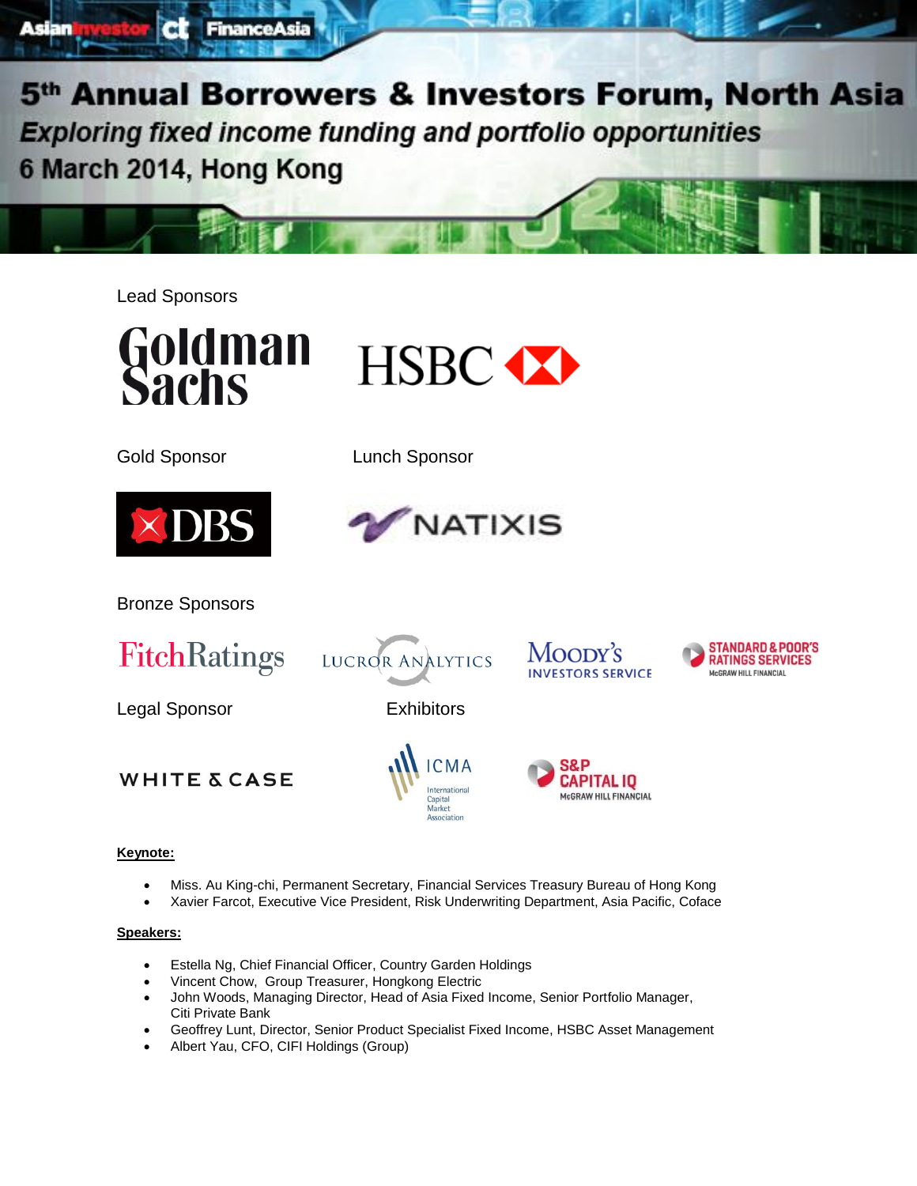AsianInvestor | ct | FinanceAsia

# 5th Annual Borrowers & Investors Forum, North Asia

*Exploring fixed income funding and portfolio opportunities*

6 March 2014, Hong Kong

Lead Sponsors

Goldman Sachs

HSBC

Gold Sponsor

DBS

Lunch Sponsor

NATIXIS

Bronze Sponsors

FitchRatings

LUCROR ANALYTICS

MOODY'S INVESTORS SERVICE

STANDARD & POOR'S RATINGS SERVICES McGRAW HILL FINANCIAL

Legal Sponsor

WHITE & CASE

Exhibitors

ICMA International Capital Market Association

S&P CAPITAL IQ McGRAW HILL FINANCIAL

**Keynote:**

- Miss. Au King-chi, Permanent Secretary, Financial Services Treasury Bureau of Hong Kong
- Xavier Farcot, Executive Vice President, Risk Underwriting Department, Asia Pacific, Coface

**Speakers:**

- Estella Ng, Chief Financial Officer, Country Garden Holdings
- Vincent Chow, Group Treasurer, Hongkong Electric
- John Woods, Managing Director, Head of Asia Fixed Income, Senior Portfolio Manager, Citi Private Bank
- Geoffrey Lunt, Director, Senior Product Specialist Fixed Income, HSBC Asset Management
- Albert Yau, CFO, CIFI Holdings (Group)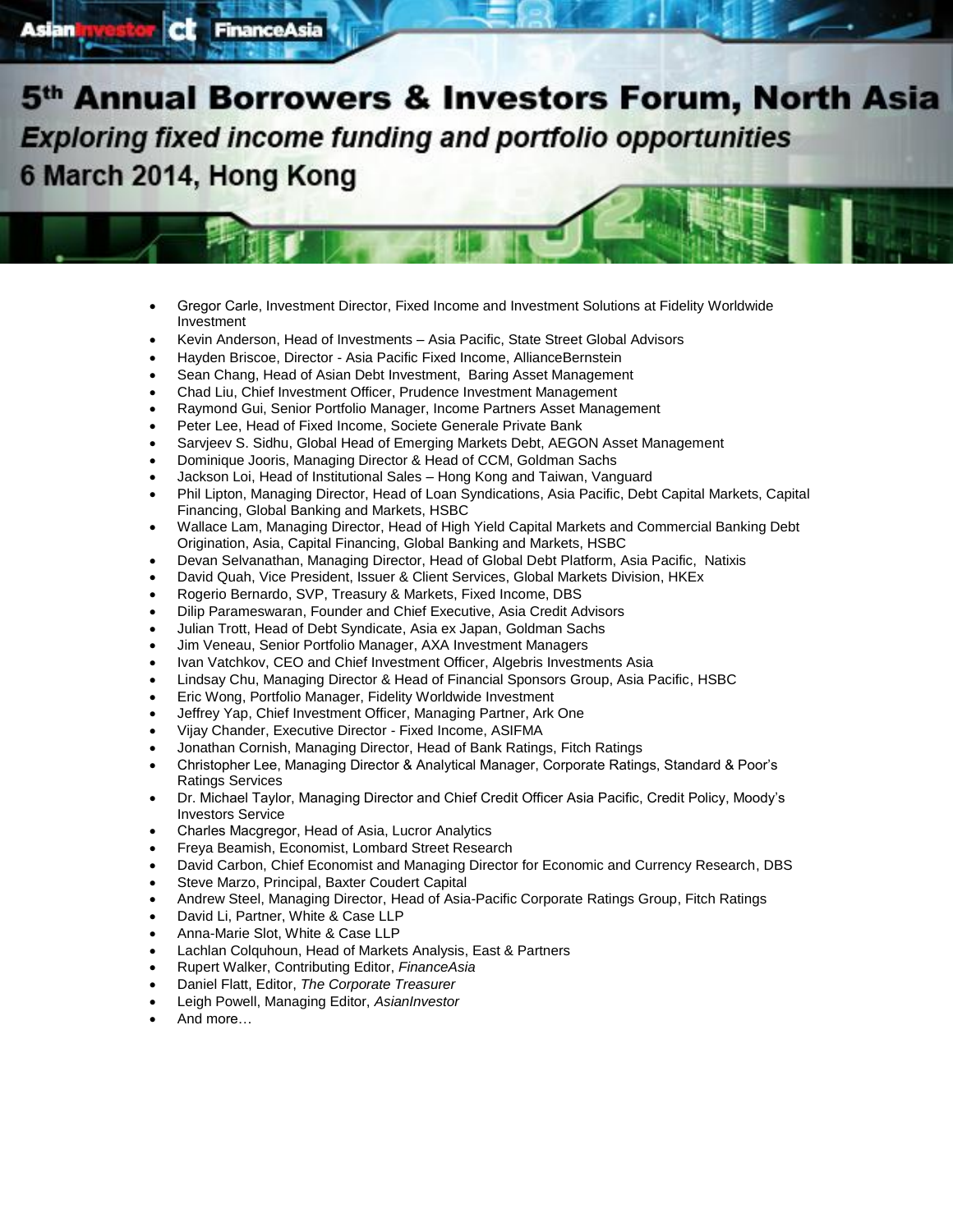# 5th Annual Borrowers & Investors Forum, North Asia

*Exploring fixed income funding and portfolio opportunities*

6 March 2014, Hong Kong

- Gregor Carle, Investment Director, Fixed Income and Investment Solutions at Fidelity Worldwide Investment
- Kevin Anderson, Head of Investments – Asia Pacific, State Street Global Advisors
- Hayden Briscoe, Director - Asia Pacific Fixed Income, AllianceBernstein
- Sean Chang, Head of Asian Debt Investment, Baring Asset Management
- Chad Liu, Chief Investment Officer, Prudence Investment Management
- Raymond Gui, Senior Portfolio Manager, Income Partners Asset Management
- Peter Lee, Head of Fixed Income, Societe Generale Private Bank
- Sarvjeev S. Sidhu, Global Head of Emerging Markets Debt, AEGON Asset Management
- Dominique Jooris, Managing Director & Head of CCM, Goldman Sachs
- Jackson Loi, Head of Institutional Sales – Hong Kong and Taiwan, Vanguard
- Phil Lipton, Managing Director, Head of Loan Syndications, Asia Pacific, Debt Capital Markets, Capital Financing, Global Banking and Markets, HSBC
- Wallace Lam, Managing Director, Head of High Yield Capital Markets and Commercial Banking Debt Origination, Asia, Capital Financing, Global Banking and Markets, HSBC
- Devan Selvanathan, Managing Director, Head of Global Debt Platform, Asia Pacific, Natixis
- David Quah, Vice President, Issuer & Client Services, Global Markets Division, HKEx
- Rogerio Bernardo, SVP, Treasury & Markets, Fixed Income, DBS
- Dilip Parameswaran, Founder and Chief Executive, Asia Credit Advisors
- Julian Trott, Head of Debt Syndicate, Asia ex Japan, Goldman Sachs
- Jim Veneau, Senior Portfolio Manager, AXA Investment Managers
- Ivan Vatchkov, CEO and Chief Investment Officer, Algebris Investments Asia
- Lindsay Chu, Managing Director & Head of Financial Sponsors Group, Asia Pacific, HSBC
- Eric Wong, Portfolio Manager, Fidelity Worldwide Investment
- Jeffrey Yap, Chief Investment Officer, Managing Partner, Ark One
- Vijay Chander, Executive Director - Fixed Income, ASIFMA
- Jonathan Cornish, Managing Director, Head of Bank Ratings, Fitch Ratings
- Christopher Lee, Managing Director & Analytical Manager, Corporate Ratings, Standard & Poor's Ratings Services
- Dr. Michael Taylor, Managing Director and Chief Credit Officer Asia Pacific, Credit Policy, Moody's Investors Service
- Charles Macgregor, Head of Asia, Lucror Analytics
- Freya Beamish, Economist, Lombard Street Research
- David Carbon, Chief Economist and Managing Director for Economic and Currency Research, DBS
- Steve Marzo, Principal, Baxter Coudert Capital
- Andrew Steel, Managing Director, Head of Asia-Pacific Corporate Ratings Group, Fitch Ratings
- David Li, Partner, White & Case LLP
- Anna-Marie Slot, White & Case LLP
- Lachlan Colquhoun, Head of Markets Analysis, East & Partners
- Rupert Walker, Contributing Editor, *FinanceAsia*
- Daniel Flatt, Editor, *The Corporate Treasurer*
- Leigh Powell, Managing Editor, *AsianInvestor*
- And more…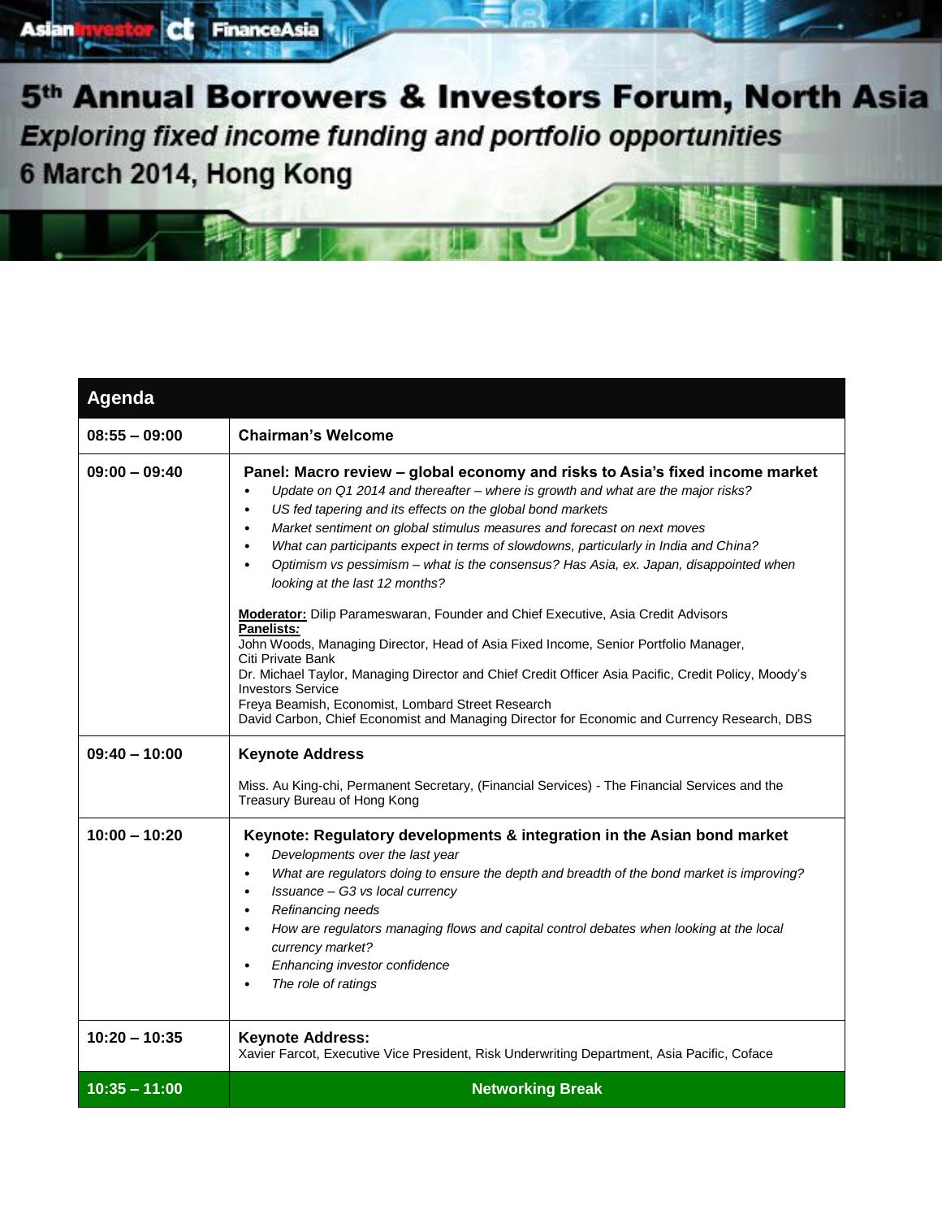AsianInvestor | ct | FinanceAsia

# 5th Annual Borrowers & Investors Forum, North Asia

*Exploring fixed income funding and portfolio opportunities*

6 March 2014, Hong Kong

| Agenda | |
|---|---|
| **08:55 – 09:00** | **Chairman's Welcome** |
| **09:00 – 09:40** | **Panel: Macro review – global economy and risks to Asia's fixed income market**<br>• *Update on Q1 2014 and thereafter – where is growth and what are the major risks?*<br>• *US fed tapering and its effects on the global bond markets*<br>• *Market sentiment on global stimulus measures and forecast on next moves*<br>• *What can participants expect in terms of slowdowns, particularly in India and China?*<br>• *Optimism vs pessimism – what is the consensus? Has Asia, ex. Japan, disappointed when looking at the last 12 months?*<br><br>**Moderator:** Dilip Parameswaran, Founder and Chief Executive, Asia Credit Advisors<br>**Panelists:**<br>John Woods, Managing Director, Head of Asia Fixed Income, Senior Portfolio Manager, Citi Private Bank<br>Dr. Michael Taylor, Managing Director and Chief Credit Officer Asia Pacific, Credit Policy, Moody's Investors Service<br>Freya Beamish, Economist, Lombard Street Research<br>David Carbon, Chief Economist and Managing Director for Economic and Currency Research, DBS |
| **09:40 – 10:00** | **Keynote Address**<br><br>Miss. Au King-chi, Permanent Secretary, (Financial Services) - The Financial Services and the Treasury Bureau of Hong Kong |
| **10:00 – 10:20** | **Keynote: Regulatory developments & integration in the Asian bond market**<br>• *Developments over the last year*<br>• *What are regulators doing to ensure the depth and breadth of the bond market is improving?*<br>• *Issuance – G3 vs local currency*<br>• *Refinancing needs*<br>• *How are regulators managing flows and capital control debates when looking at the local currency market?*<br>• *Enhancing investor confidence*<br>• *The role of ratings* |
| **10:20 – 10:35** | **Keynote Address:**<br>Xavier Farcot, Executive Vice President, Risk Underwriting Department, Asia Pacific, Coface |
| **10:35 – 11:00** | **Networking Break** |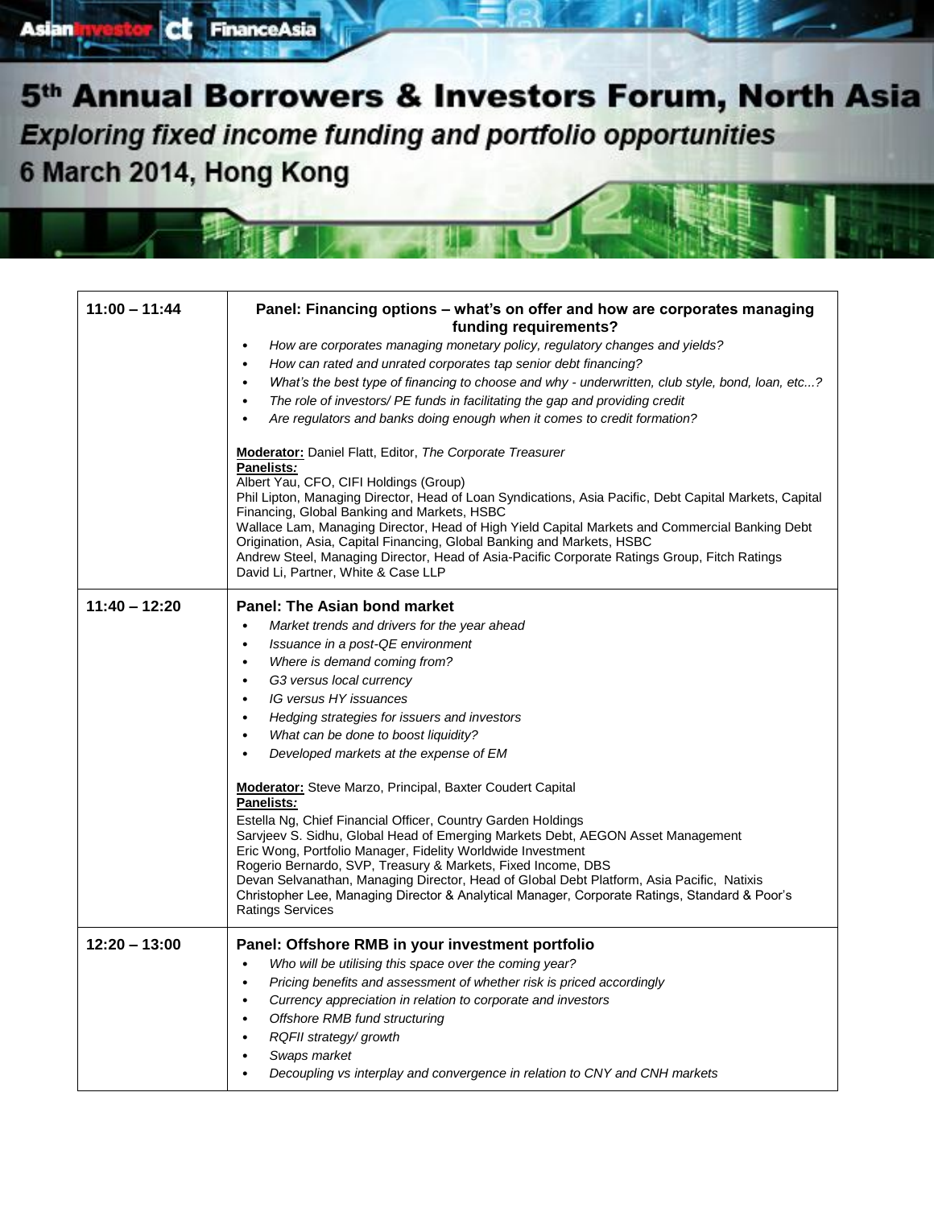# 5th Annual Borrowers & Investors Forum, North Asia

*Exploring fixed income funding and portfolio opportunities*

6 March 2014, Hong Kong

| | |
|---|---|
| **11:00 – 11:44** | **Panel: Financing options – what's on offer and how are corporates managing funding requirements?**<br>• *How are corporates managing monetary policy, regulatory changes and yields?*<br>• *How can rated and unrated corporates tap senior debt financing?*<br>• *What's the best type of financing to choose and why - underwritten, club style, bond, loan, etc...?*<br>• *The role of investors/ PE funds in facilitating the gap and providing credit*<br>• *Are regulators and banks doing enough when it comes to credit formation?*<br><br>**Moderator:** Daniel Flatt, Editor, *The Corporate Treasurer*<br>**Panelists:**<br>Albert Yau, CFO, CIFI Holdings (Group)<br>Phil Lipton, Managing Director, Head of Loan Syndications, Asia Pacific, Debt Capital Markets, Capital Financing, Global Banking and Markets, HSBC<br>Wallace Lam, Managing Director, Head of High Yield Capital Markets and Commercial Banking Debt Origination, Asia, Capital Financing, Global Banking and Markets, HSBC<br>Andrew Steel, Managing Director, Head of Asia-Pacific Corporate Ratings Group, Fitch Ratings<br>David Li, Partner, White & Case LLP |
| **11:40 – 12:20** | **Panel: The Asian bond market**<br>• *Market trends and drivers for the year ahead*<br>• *Issuance in a post-QE environment*<br>• *Where is demand coming from?*<br>• *G3 versus local currency*<br>• *IG versus HY issuances*<br>• *Hedging strategies for issuers and investors*<br>• *What can be done to boost liquidity?*<br>• *Developed markets at the expense of EM*<br><br>**Moderator:** Steve Marzo, Principal, Baxter Coudert Capital<br>**Panelists:**<br>Estella Ng, Chief Financial Officer, Country Garden Holdings<br>Sarvjeev S. Sidhu, Global Head of Emerging Markets Debt, AEGON Asset Management<br>Eric Wong, Portfolio Manager, Fidelity Worldwide Investment<br>Rogerio Bernardo, SVP, Treasury & Markets, Fixed Income, DBS<br>Devan Selvanathan, Managing Director, Head of Global Debt Platform, Asia Pacific, Natixis<br>Christopher Lee, Managing Director & Analytical Manager, Corporate Ratings, Standard & Poor's Ratings Services |
| **12:20 – 13:00** | **Panel: Offshore RMB in your investment portfolio**<br>• *Who will be utilising this space over the coming year?*<br>• *Pricing benefits and assessment of whether risk is priced accordingly*<br>• *Currency appreciation in relation to corporate and investors*<br>• *Offshore RMB fund structuring*<br>• *RQFII strategy/ growth*<br>• *Swaps market*<br>• *Decoupling vs interplay and convergence in relation to CNY and CNH markets* |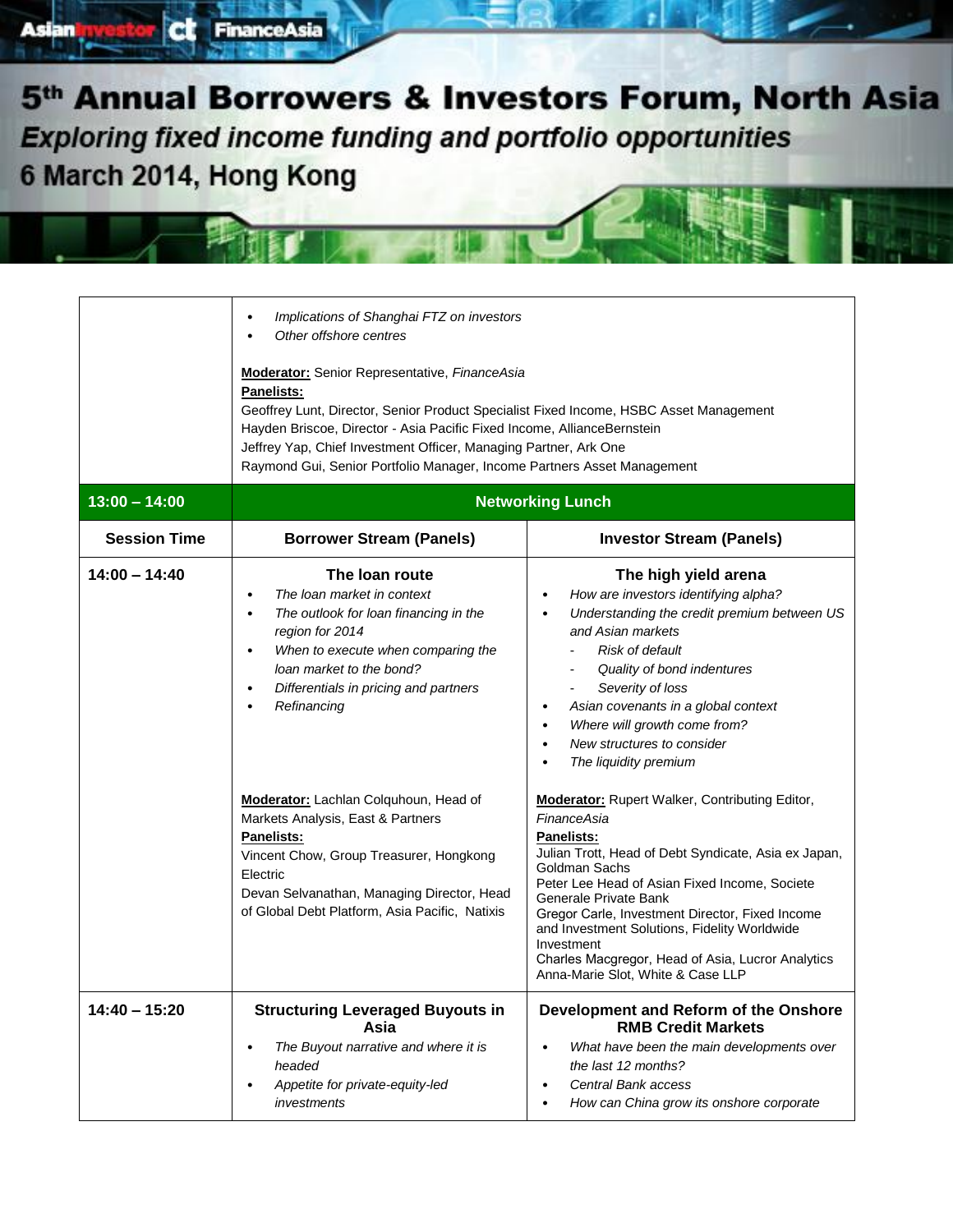# 5th Annual Borrowers & Investors Forum, North Asia

*Exploring fixed income funding and portfolio opportunities*

6 March 2014, Hong Kong

| | | |
|---|---|---|
| | • *Implications of Shanghai FTZ on investors*<br>• *Other offshore centres*<br><br>**Moderator:** Senior Representative, *FinanceAsia*<br>**Panelists:**<br>Geoffrey Lunt, Director, Senior Product Specialist Fixed Income, HSBC Asset Management<br>Hayden Briscoe, Director - Asia Pacific Fixed Income, AllianceBernstein<br>Jeffrey Yap, Chief Investment Officer, Managing Partner, Ark One<br>Raymond Gui, Senior Portfolio Manager, Income Partners Asset Management | |
| **13:00 – 14:00** | **Networking Lunch** | |
| **Session Time** | **Borrower Stream (Panels)** | **Investor Stream (Panels)** |
| **14:00 – 14:40** | **The loan route**<br>• *The loan market in context*<br>• *The outlook for loan financing in the region for 2014*<br>• *When to execute when comparing the loan market to the bond?*<br>• *Differentials in pricing and partners*<br>• *Refinancing*<br><br>**Moderator:** Lachlan Colquhoun, Head of Markets Analysis, East & Partners<br>**Panelists:**<br>Vincent Chow, Group Treasurer, Hongkong Electric<br>Devan Selvanathan, Managing Director, Head of Global Debt Platform, Asia Pacific, Natixis | **The high yield arena**<br>• *How are investors identifying alpha?*<br>• *Understanding the credit premium between US and Asian markets*<br>  - *Risk of default*<br>  - *Quality of bond indentures*<br>  - *Severity of loss*<br>• *Asian covenants in a global context*<br>• *Where will growth come from?*<br>• *New structures to consider*<br>• *The liquidity premium*<br><br>**Moderator:** Rupert Walker, Contributing Editor, *FinanceAsia*<br>**Panelists:**<br>Julian Trott, Head of Debt Syndicate, Asia ex Japan, Goldman Sachs<br>Peter Lee Head of Asian Fixed Income, Societe Generale Private Bank<br>Gregor Carle, Investment Director, Fixed Income and Investment Solutions, Fidelity Worldwide Investment<br>Charles Macgregor, Head of Asia, Lucror Analytics<br>Anna-Marie Slot, White & Case LLP |
| **14:40 – 15:20** | **Structuring Leveraged Buyouts in Asia**<br>• *The Buyout narrative and where it is headed*<br>• *Appetite for private-equity-led investments* | **Development and Reform of the Onshore RMB Credit Markets**<br>• *What have been the main developments over the last 12 months?*<br>• *Central Bank access*<br>• *How can China grow its onshore corporate* |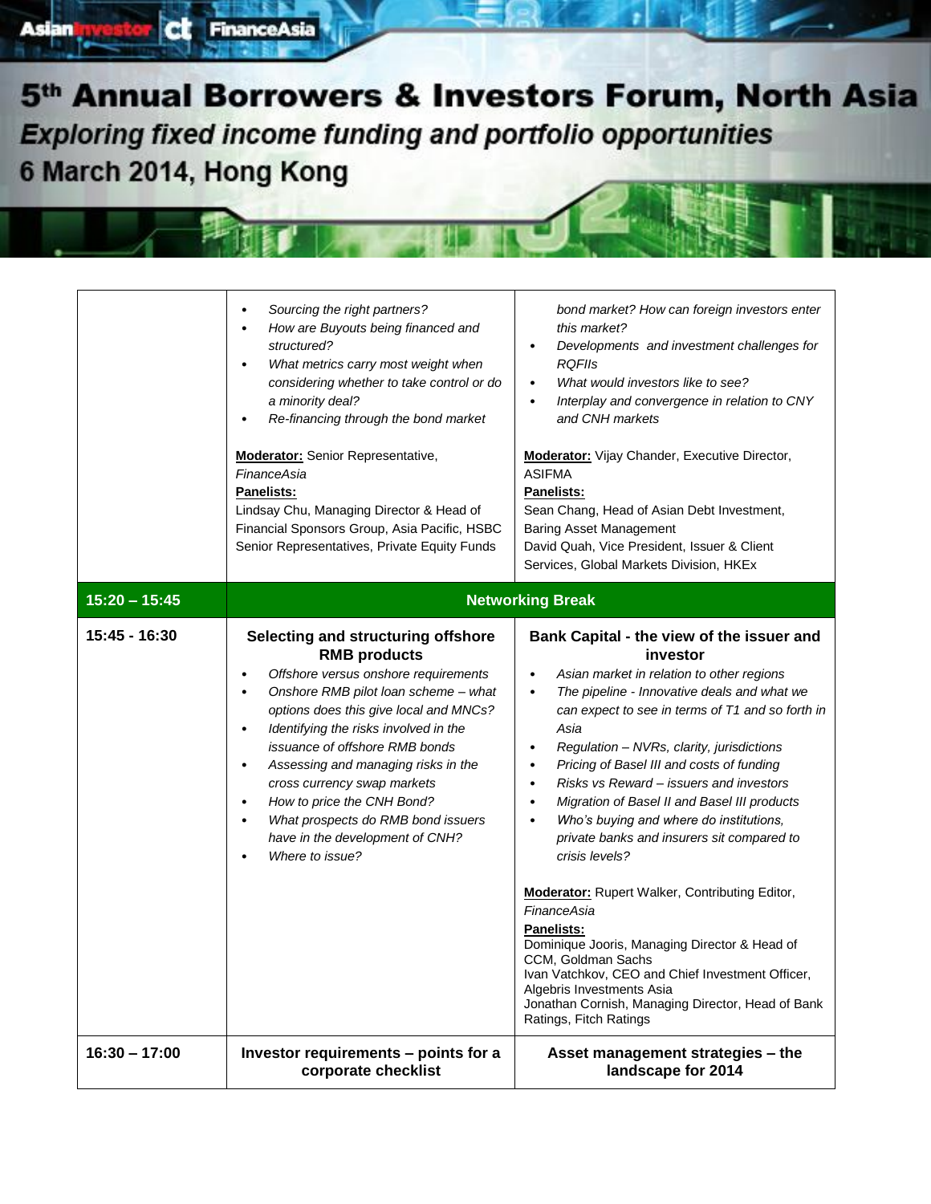# 5th Annual Borrowers & Investors Forum, North Asia

*Exploring fixed income funding and portfolio opportunities*

6 March 2014, Hong Kong

| | | |
|---|---|---|
| | • *Sourcing the right partners?*<br>• *How are Buyouts being financed and structured?*<br>• *What metrics carry most weight when considering whether to take control or do a minority deal?*<br>• *Re-financing through the bond market*<br><br>**Moderator:** Senior Representative, *FinanceAsia*<br>**Panelists:**<br>Lindsay Chu, Managing Director & Head of Financial Sponsors Group, Asia Pacific, HSBC<br>Senior Representatives, Private Equity Funds | *bond market? How can foreign investors enter this market?*<br>• *Developments and investment challenges for RQFIIs*<br>• *What would investors like to see?*<br>• *Interplay and convergence in relation to CNY and CNH markets*<br><br>**Moderator:** Vijay Chander, Executive Director, ASIFMA<br>**Panelists:**<br>Sean Chang, Head of Asian Debt Investment, Baring Asset Management<br>David Quah, Vice President, Issuer & Client Services, Global Markets Division, HKEx |
| **15:20 – 15:45** | **Networking Break** | |
| **15:45 - 16:30** | **Selecting and structuring offshore RMB products**<br>• *Offshore versus onshore requirements*<br>• *Onshore RMB pilot loan scheme – what options does this give local and MNCs?*<br>• *Identifying the risks involved in the issuance of offshore RMB bonds*<br>• *Assessing and managing risks in the cross currency swap markets*<br>• *How to price the CNH Bond?*<br>• *What prospects do RMB bond issuers have in the development of CNH?*<br>• *Where to issue?* | **Bank Capital - the view of the issuer and investor**<br>• *Asian market in relation to other regions*<br>• *The pipeline - Innovative deals and what we can expect to see in terms of T1 and so forth in Asia*<br>• *Regulation – NVRs, clarity, jurisdictions*<br>• *Pricing of Basel III and costs of funding*<br>• *Risks vs Reward – issuers and investors*<br>• *Migration of Basel II and Basel III products*<br>• *Who's buying and where do institutions, private banks and insurers sit compared to crisis levels?*<br><br>**Moderator:** Rupert Walker, Contributing Editor, *FinanceAsia*<br>**Panelists:**<br>Dominique Jooris, Managing Director & Head of CCM, Goldman Sachs<br>Ivan Vatchkov, CEO and Chief Investment Officer, Algebris Investments Asia<br>Jonathan Cornish, Managing Director, Head of Bank Ratings, Fitch Ratings |
| **16:30 – 17:00** | **Investor requirements – points for a corporate checklist** | **Asset management strategies – the landscape for 2014** |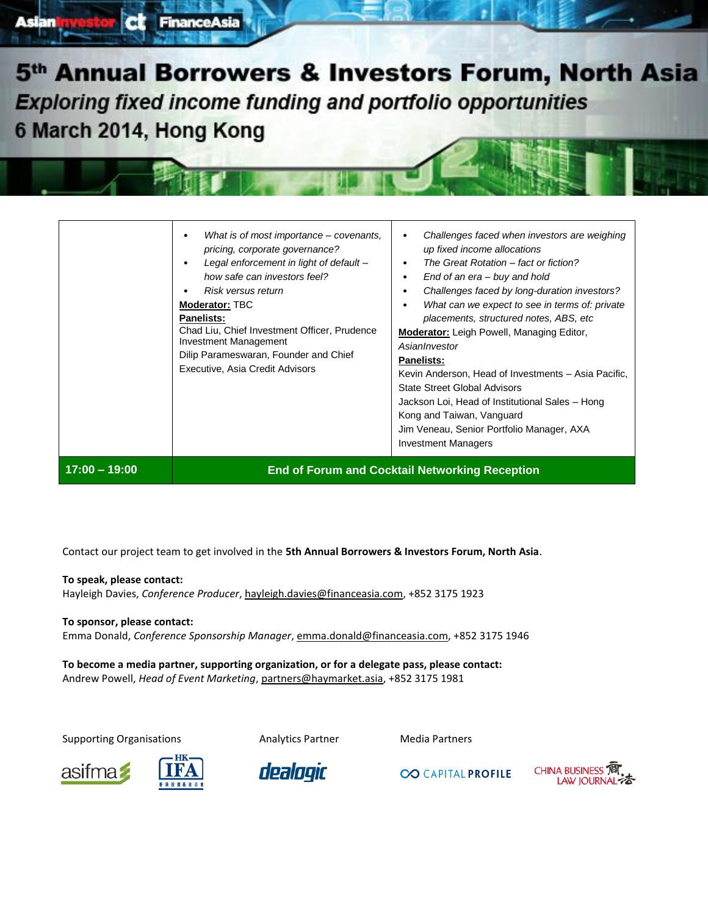# 5th Annual Borrowers & Investors Forum, North Asia

*Exploring fixed income funding and portfolio opportunities*

6 March 2014, Hong Kong

| | | |
|---|---|---|
| | • *What is of most importance – covenants, pricing, corporate governance?*<br>• *Legal enforcement in light of default – how safe can investors feel?*<br>• *Risk versus return*<br>**Moderator:** TBC<br>**Panelists:**<br>Chad Liu, Chief Investment Officer, Prudence Investment Management<br>Dilip Parameswaran, Founder and Chief Executive, Asia Credit Advisors | • *Challenges faced when investors are weighing up fixed income allocations*<br>• *The Great Rotation – fact or fiction?*<br>• *End of an era – buy and hold*<br>• *Challenges faced by long-duration investors?*<br>• *What can we expect to see in terms of: private placements, structured notes, ABS, etc*<br>**Moderator:** Leigh Powell, Managing Editor, *AsianInvestor*<br>**Panelists:**<br>Kevin Anderson, Head of Investments – Asia Pacific, State Street Global Advisors<br>Jackson Loi, Head of Institutional Sales – Hong Kong and Taiwan, Vanguard<br>Jim Veneau, Senior Portfolio Manager, AXA Investment Managers |
| **17:00 – 19:00** | **End of Forum and Cocktail Networking Reception** | |

Contact our project team to get involved in the **5th Annual Borrowers & Investors Forum, North Asia**.

**To speak, please contact:**
Hayleigh Davies, *Conference Producer*, hayleigh.davies@financeasia.com, +852 3175 1923

**To sponsor, please contact:**
Emma Donald, *Conference Sponsorship Manager*, emma.donald@financeasia.com, +852 3175 1946

**To become a media partner, supporting organization, or for a delegate pass, please contact:**
Andrew Powell, *Head of Event Marketing*, partners@haymarket.asia, +852 3175 1981

Supporting Organisations

Analytics Partner

Media Partners